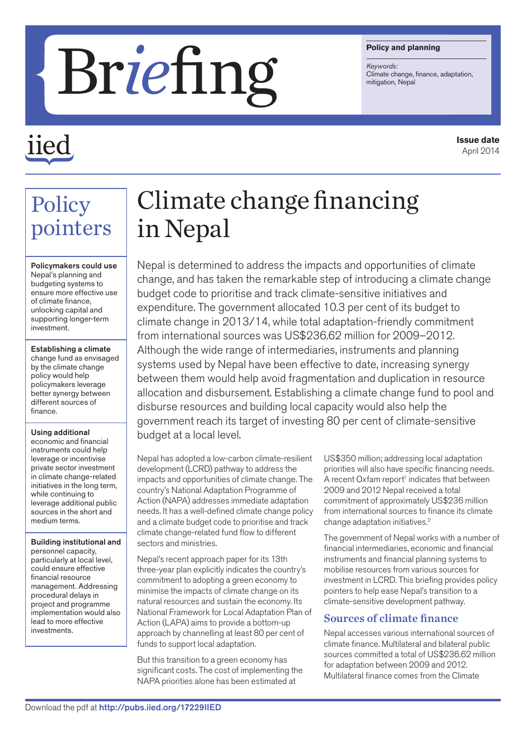# Briefing

**Policy and planning**

*Keywords:*
Climate change, finance, adaptation, mitigation, Nepal

iied

**Issue date**
April 2014

## Policy pointers

**Policymakers could use** Nepal's planning and budgeting systems to ensure more effective use of climate finance, unlocking capital and supporting longer-term investment.

**Establishing a climate** change fund as envisaged by the climate change policy would help policymakers leverage better synergy between different sources of finance.

**Using additional** economic and financial instruments could help leverage or incentivise private sector investment in climate change-related initiatives in the long term, while continuing to leverage additional public sources in the short and medium terms.

**Building institutional and** personnel capacity, particularly at local level, could ensure effective financial resource management. Addressing procedural delays in project and programme implementation would also lead to more effective investments.

# Climate change financing in Nepal

Nepal is determined to address the impacts and opportunities of climate change, and has taken the remarkable step of introducing a climate change budget code to prioritise and track climate-sensitive initiatives and expenditure. The government allocated 10.3 per cent of its budget to climate change in 2013/14, while total adaptation-friendly commitment from international sources was US$236.62 million for 2009–2012. Although the wide range of intermediaries, instruments and planning systems used by Nepal have been effective to date, increasing synergy between them would help avoid fragmentation and duplication in resource allocation and disbursement. Establishing a climate change fund to pool and disburse resources and building local capacity would also help the government reach its target of investing 80 per cent of climate-sensitive budget at a local level.

Nepal has adopted a low-carbon climate-resilient development (LCRD) pathway to address the impacts and opportunities of climate change. The country's National Adaptation Programme of Action (NAPA) addresses immediate adaptation needs. It has a well-defined climate change policy and a climate budget code to prioritise and track climate change-related fund flow to different sectors and ministries.

Nepal's recent approach paper for its 13th three-year plan explicitly indicates the country's commitment to adopting a green economy to minimise the impacts of climate change on its natural resources and sustain the economy. Its National Framework for Local Adaptation Plan of Action (LAPA) aims to provide a bottom-up approach by channelling at least 80 per cent of funds to support local adaptation.

But this transition to a green economy has significant costs. The cost of implementing the NAPA priorities alone has been estimated at US$350 million; addressing local adaptation priorities will also have specific financing needs. A recent Oxfam report[1] indicates that between 2009 and 2012 Nepal received a total commitment of approximately US$236 million from international sources to finance its climate change adaptation initiatives.[2]

The government of Nepal works with a number of financial intermediaries, economic and financial instruments and financial planning systems to mobilise resources from various sources for investment in LCRD. This briefing provides policy pointers to help ease Nepal's transition to a climate-sensitive development pathway.

### Sources of climate finance

Nepal accesses various international sources of climate finance. Multilateral and bilateral public sources committed a total of US$236.62 million for adaptation between 2009 and 2012. Multilateral finance comes from the Climate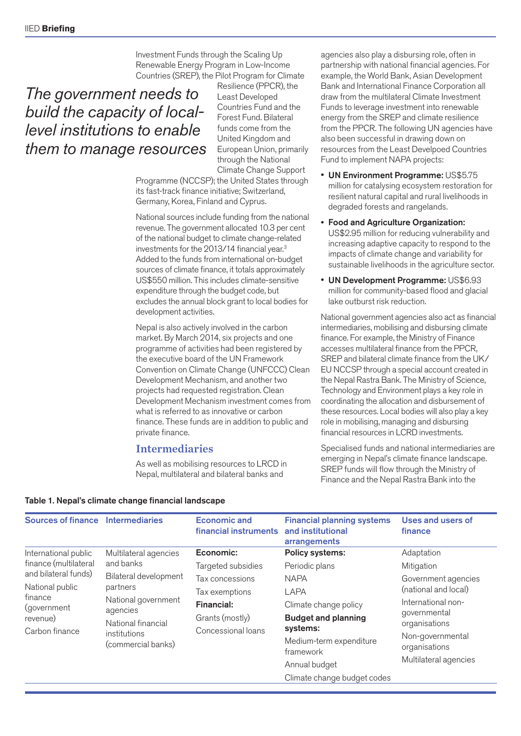Investment Funds through the Scaling Up Renewable Energy Program in Low-Income Countries (SREP), the Pilot Program for Climate Resilience (PPCR), the Least Developed Countries Fund and the Forest Fund. Bilateral funds come from the United Kingdom and European Union, primarily through the National Climate Change Support Programme (NCCSP); the United States through its fast-track finance initiative; Switzerland, Germany, Korea, Finland and Cyprus.

*The government needs to build the capacity of local-level institutions to enable them to manage resources*

National sources include funding from the national revenue. The government allocated 10.3 per cent of the national budget to climate change-related investments for the 2013/14 financial year.[3] Added to the funds from international on-budget sources of climate finance, it totals approximately US$550 million. This includes climate-sensitive expenditure through the budget code, but excludes the annual block grant to local bodies for development activities.

Nepal is also actively involved in the carbon market. By March 2014, six projects and one programme of activities had been registered by the executive board of the UN Framework Convention on Climate Change (UNFCCC) Clean Development Mechanism, and another two projects had requested registration. Clean Development Mechanism investment comes from what is referred to as innovative or carbon finance. These funds are in addition to public and private finance.

## Intermediaries

As well as mobilising resources to LRCD in Nepal, multilateral and bilateral banks and agencies also play a disbursing role, often in partnership with national financial agencies. For example, the World Bank, Asian Development Bank and International Finance Corporation all draw from the multilateral Climate Investment Funds to leverage investment into renewable energy from the SREP and climate resilience from the PPCR. The following UN agencies have also been successful in drawing down on resources from the Least Develpoed Countries Fund to implement NAPA projects:

- **UN Environment Programme:** US$5.75 million for catalysing ecosystem restoration for resilient natural capital and rural livelihoods in degraded forests and rangelands.
- **Food and Agriculture Organization:** US$2.95 million for reducing vulnerability and increasing adaptive capacity to respond to the impacts of climate change and variability for sustainable livelihoods in the agriculture sector.
- **UN Development Programme:** US$6.93 million for community-based flood and glacial lake outburst risk reduction.

National government agencies also act as financial intermediaries, mobilising and disbursing climate finance. For example, the Ministry of Finance accesses multilateral finance from the PPCR, SREP and bilateral climate finance from the UK/EU NCCSP through a special account created in the Nepal Rastra Bank. The Ministry of Science, Technology and Environment plays a key role in coordinating the allocation and disbursement of these resources. Local bodies will also play a key role in mobilising, managing and disbursing financial resources in LCRD investments.

Specialised funds and national intermediaries are emerging in Nepal's climate finance landscape. SREP funds will flow through the Ministry of Finance and the Nepal Rastra Bank into the

**Table 1. Nepal's climate change financial landscape**

| Sources of finance | Intermediaries | Economic and financial instruments | Financial planning systems and institutional arrangements | Uses and users of finance |
|---|---|---|---|---|
| International public finance (multilateral and bilateral funds)<br>National public finance (government revenue)<br>Carbon finance | Multilateral agencies and banks<br>Bilateral development partners<br>National government agencies<br>National financial institutions (commercial banks) | **Economic:**<br>Targeted subsidies<br>Tax concessions<br>Tax exemptions<br>**Financial:**<br>Grants (mostly)<br>Concessional loans | **Policy systems:**<br>Periodic plans<br>NAPA<br>LAPA<br>Climate change policy<br>**Budget and planning systems:**<br>Medium-term expenditure framework<br>Annual budget<br>Climate change budget codes | Adaptation<br>Mitigation<br>Government agencies (national and local)<br>International non-governmental organisations<br>Non-governmental organisations<br>Multilateral agencies |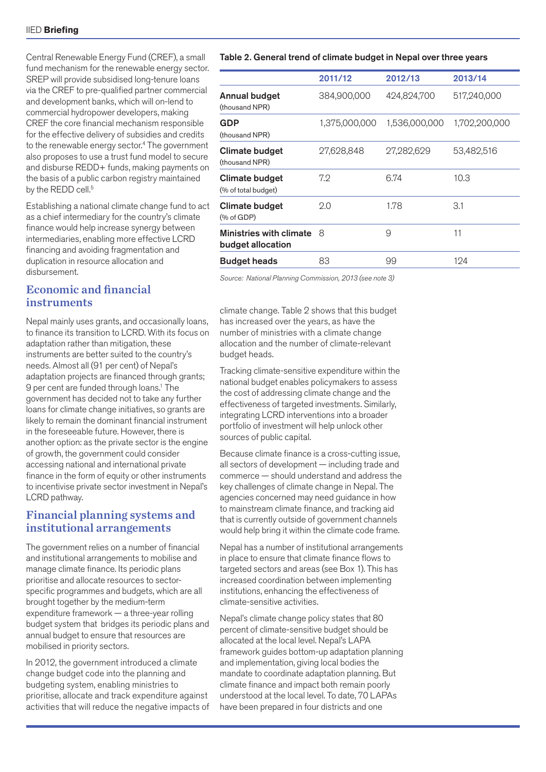Central Renewable Energy Fund (CREF), a small fund mechanism for the renewable energy sector. SREP will provide subsidised long-tenure loans via the CREF to pre-qualified partner commercial and development banks, which will on-lend to commercial hydropower developers, making CREF the core financial mechanism responsible for the effective delivery of subsidies and credits to the renewable energy sector.[4] The government also proposes to use a trust fund model to secure and disburse REDD+ funds, making payments on the basis of a public carbon registry maintained by the REDD cell.[5]

Establishing a national climate change fund to act as a chief intermediary for the country's climate finance would help increase synergy between intermediaries, enabling more effective LCRD financing and avoiding fragmentation and duplication in resource allocation and disbursement.

## Economic and financial instruments

Nepal mainly uses grants, and occasionally loans, to finance its transition to LCRD. With its focus on adaptation rather than mitigation, these instruments are better suited to the country's needs. Almost all (91 per cent) of Nepal's adaptation projects are financed through grants; 9 per cent are funded through loans.[1] The government has decided not to take any further loans for climate change initiatives, so grants are likely to remain the dominant financial instrument in the foreseeable future. However, there is another option: as the private sector is the engine of growth, the government could consider accessing national and international private finance in the form of equity or other instruments to incentivise private sector investment in Nepal's LCRD pathway.

## Financial planning systems and institutional arrangements

The government relies on a number of financial and institutional arrangements to mobilise and manage climate finance. Its periodic plans prioritise and allocate resources to sector-specific programmes and budgets, which are all brought together by the medium-term expenditure framework — a three-year rolling budget system that bridges its periodic plans and annual budget to ensure that resources are mobilised in priority sectors.

In 2012, the government introduced a climate change budget code into the planning and budgeting system, enabling ministries to prioritise, allocate and track expenditure against activities that will reduce the negative impacts of climate change. Table 2 shows that this budget has increased over the years, as have the number of ministries with a climate change allocation and the number of climate-relevant budget heads.

**Table 2. General trend of climate budget in Nepal over three years**

| | 2011/12 | 2012/13 | 2013/14 |
|---|---|---|---|
| **Annual budget** (thousand NPR) | 384,900,000 | 424,824,700 | 517,240,000 |
| **GDP** (thousand NPR) | 1,375,000,000 | 1,536,000,000 | 1,702,200,000 |
| **Climate budget** (thousand NPR) | 27,628,848 | 27,282,629 | 53,482,516 |
| **Climate budget** (% of total budget) | 7.2 | 6.74 | 10.3 |
| **Climate budget** (% of GDP) | 2.0 | 1.78 | 3.1 |
| **Ministries with climate budget allocation** | 8 | 9 | 11 |
| **Budget heads** | 83 | 99 | 124 |

*Source: National Planning Commission, 2013 (see note 3)*

Tracking climate-sensitive expenditure within the national budget enables policymakers to assess the cost of addressing climate change and the effectiveness of targeted investments. Similarly, integrating LCRD interventions into a broader portfolio of investment will help unlock other sources of public capital.

Because climate finance is a cross-cutting issue, all sectors of development — including trade and commerce — should understand and address the key challenges of climate change in Nepal. The agencies concerned may need guidance in how to mainstream climate finance, and tracking aid that is currently outside of government channels would help bring it within the climate code frame.

Nepal has a number of institutional arrangements in place to ensure that climate finance flows to targeted sectors and areas (see Box 1). This has increased coordination between implementing institutions, enhancing the effectiveness of climate-sensitive activities.

Nepal's climate change policy states that 80 percent of climate-sensitive budget should be allocated at the local level. Nepal's LAPA framework guides bottom-up adaptation planning and implementation, giving local bodies the mandate to coordinate adaptation planning. But climate finance and impact both remain poorly understood at the local level. To date, 70 LAPAs have been prepared in four districts and one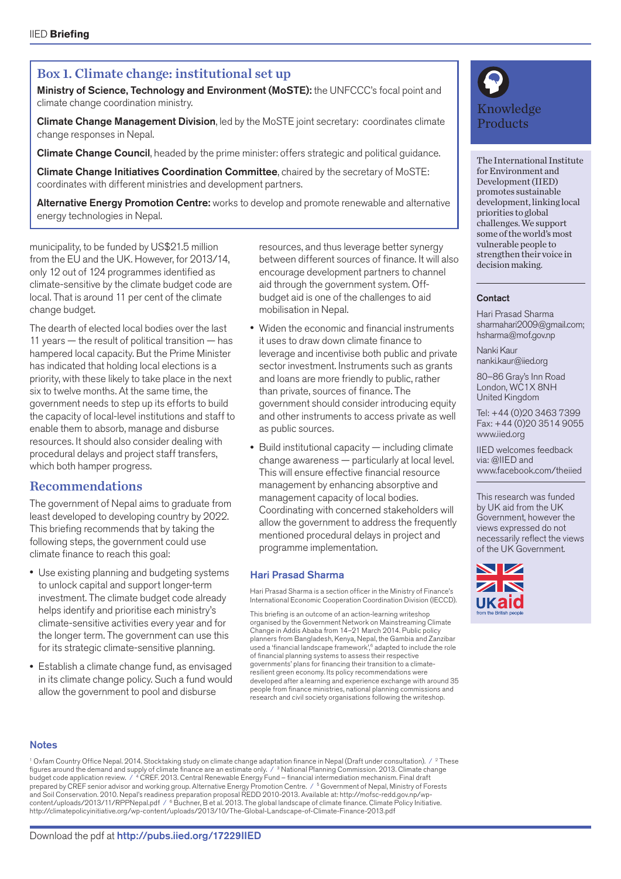## Box 1. Climate change: institutional set up

**Ministry of Science, Technology and Environment (MoSTE):** the UNFCCC's focal point and climate change coordination ministry.

**Climate Change Management Division**, led by the MoSTE joint secretary: coordinates climate change responses in Nepal.

**Climate Change Council**, headed by the prime minister: offers strategic and political guidance.

**Climate Change Initiatives Coordination Committee**, chaired by the secretary of MoSTE: coordinates with different ministries and development partners.

**Alternative Energy Promotion Centre:** works to develop and promote renewable and alternative energy technologies in Nepal.

municipality, to be funded by US$21.5 million from the EU and the UK. However, for 2013/14, only 12 out of 124 programmes identified as climate-sensitive by the climate budget code are local. That is around 11 per cent of the climate change budget.

The dearth of elected local bodies over the last 11 years — the result of political transition — has hampered local capacity. But the Prime Minister has indicated that holding local elections is a priority, with these likely to take place in the next six to twelve months. At the same time, the government needs to step up its efforts to build the capacity of local-level institutions and staff to enable them to absorb, manage and disburse resources. It should also consider dealing with procedural delays and project staff transfers, which both hamper progress.

## Recommendations

The government of Nepal aims to graduate from least developed to developing country by 2022. This briefing recommends that by taking the following steps, the government could use climate finance to reach this goal:

- Use existing planning and budgeting systems to unlock capital and support longer-term investment. The climate budget code already helps identify and prioritise each ministry's climate-sensitive activities every year and for the longer term. The government can use this for its strategic climate-sensitive planning.
- Establish a climate change fund, as envisaged in its climate change policy. Such a fund would allow the government to pool and disburse resources, and thus leverage better synergy between different sources of finance. It will also encourage development partners to channel aid through the government system. Off-budget aid is one of the challenges to aid mobilisation in Nepal.
- Widen the economic and financial instruments it uses to draw down climate finance to leverage and incentivise both public and private sector investment. Instruments such as grants and loans are more friendly to public, rather than private, sources of finance. The government should consider introducing equity and other instruments to access private as well as public sources.
- Build institutional capacity — including climate change awareness — particularly at local level. This will ensure effective financial resource management by enhancing absorptive and management capacity of local bodies. Coordinating with concerned stakeholders will allow the government to address the frequently mentioned procedural delays in project and programme implementation.

### Hari Prasad Sharma

Hari Prasad Sharma is a section officer in the Ministry of Finance's International Economic Cooperation Coordination Division (IECCD).

This briefing is an outcome of an action-learning writeshop organised by the Government Network on Mainstreaming Climate Change in Addis Ababa from 14–21 March 2014. Public policy planners from Bangladesh, Kenya, Nepal, the Gambia and Zanzibar used a 'financial landscape framework',[6] adapted to include the role of financial planning systems to assess their respective governments' plans for financing their transition to a climate-resilient green economy. Its policy recommendations were developed after a learning and experience exchange with around 35 people from finance ministries, national planning commissions and research and civil society organisations following the writeshop.

## Knowledge Products

The International Institute for Environment and Development (IIED) promotes sustainable development, linking local priorities to global challenges. We support some of the world's most vulnerable people to strengthen their voice in decision making.

### Contact

Hari Prasad Sharma
sharmahari2009@gmail.com; hsharma@mof.gov.np

Nanki Kaur
nanki.kaur@iied.org

80–86 Gray's Inn Road
London, WC1X 8NH
United Kingdom

Tel: +44 (0)20 3463 7399
Fax: +44 (0)20 3514 9055
www.iied.org

IIED welcomes feedback via: @IIED and www.facebook.com/theiied

This research was funded by UK aid from the UK Government, however the views expressed do not necessarily reflect the views of the UK Government.

UKaid
from the British people

## Notes

[1] Oxfam Country Office Nepal. 2014. Stocktaking study on climate change adaptation finance in Nepal (Draft under consultation). / [2] These figures around the demand and supply of climate finance are an estimate only. / [3] National Planning Commission. 2013. Climate change budget code application review. / [4] CREF. 2013. Central Renewable Energy Fund – financial intermediation mechanism. Final draft prepared by CREF senior advisor and working group. Alternative Energy Promotion Centre. / [5] Government of Nepal, Ministry of Forests and Soil Conservation. 2010. Nepal's readiness preparation proposal REDD 2010-2013. Available at: http://mofsc-redd.gov.np/wp-content/uploads/2013/11/RPPNepal.pdf / [6] Buchner, B et al. 2013. The global landscape of climate finance. Climate Policy Initiative. http://climatepolicyinitiative.org/wp-content/uploads/2013/10/The-Global-Landscape-of-Climate-Finance-2013.pdf

Download the pdf at **http://pubs.iied.org/17229IIED**